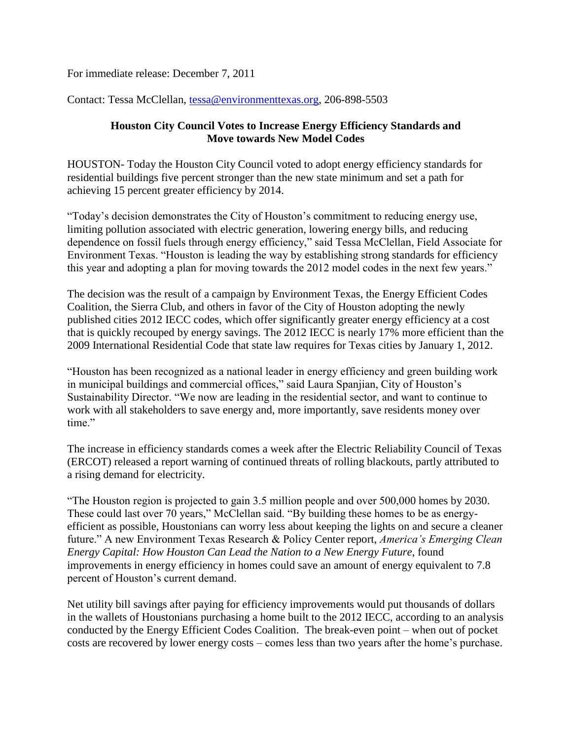For immediate release: December 7, 2011

Contact: Tessa McClellan, tessa@environmenttexas.org, 206-898-5503

## Houston City Council Votes to Increase Energy Efficiency Standards and Move towards New Model Codes

HOUSTON- Today the Houston City Council voted to adopt energy efficiency standards for residential buildings five percent stronger than the new state minimum and set a path for achieving 15 percent greater efficiency by 2014.

"Today's decision demonstrates the City of Houston's commitment to reducing energy use, limiting pollution associated with electric generation, lowering energy bills, and reducing dependence on fossil fuels through energy efficiency," said Tessa McClellan, Field Associate for Environment Texas. "Houston is leading the way by establishing strong standards for efficiency this year and adopting a plan for moving towards the 2012 model codes in the next few years."

The decision was the result of a campaign by Environment Texas, the Energy Efficient Codes Coalition, the Sierra Club, and others in favor of the City of Houston adopting the newly published cities 2012 IECC codes, which offer significantly greater energy efficiency at a cost that is quickly recouped by energy savings. The 2012 IECC is nearly 17% more efficient than the 2009 International Residential Code that state law requires for Texas cities by January 1, 2012.

"Houston has been recognized as a national leader in energy efficiency and green building work in municipal buildings and commercial offices," said Laura Spanjian, City of Houston's Sustainability Director. "We now are leading in the residential sector, and want to continue to work with all stakeholders to save energy and, more importantly, save residents money over time."

The increase in efficiency standards comes a week after the Electric Reliability Council of Texas (ERCOT) released a report warning of continued threats of rolling blackouts, partly attributed to a rising demand for electricity.

"The Houston region is projected to gain 3.5 million people and over 500,000 homes by 2030. These could last over 70 years," McClellan said. "By building these homes to be as energy-efficient as possible, Houstonians can worry less about keeping the lights on and secure a cleaner future." A new Environment Texas Research & Policy Center report, *America's Emerging Clean Energy Capital: How Houston Can Lead the Nation to a New Energy Future*, found improvements in energy efficiency in homes could save an amount of energy equivalent to 7.8 percent of Houston's current demand.

Net utility bill savings after paying for efficiency improvements would put thousands of dollars in the wallets of Houstonians purchasing a home built to the 2012 IECC, according to an analysis conducted by the Energy Efficient Codes Coalition. The break-even point – when out of pocket costs are recovered by lower energy costs – comes less than two years after the home's purchase.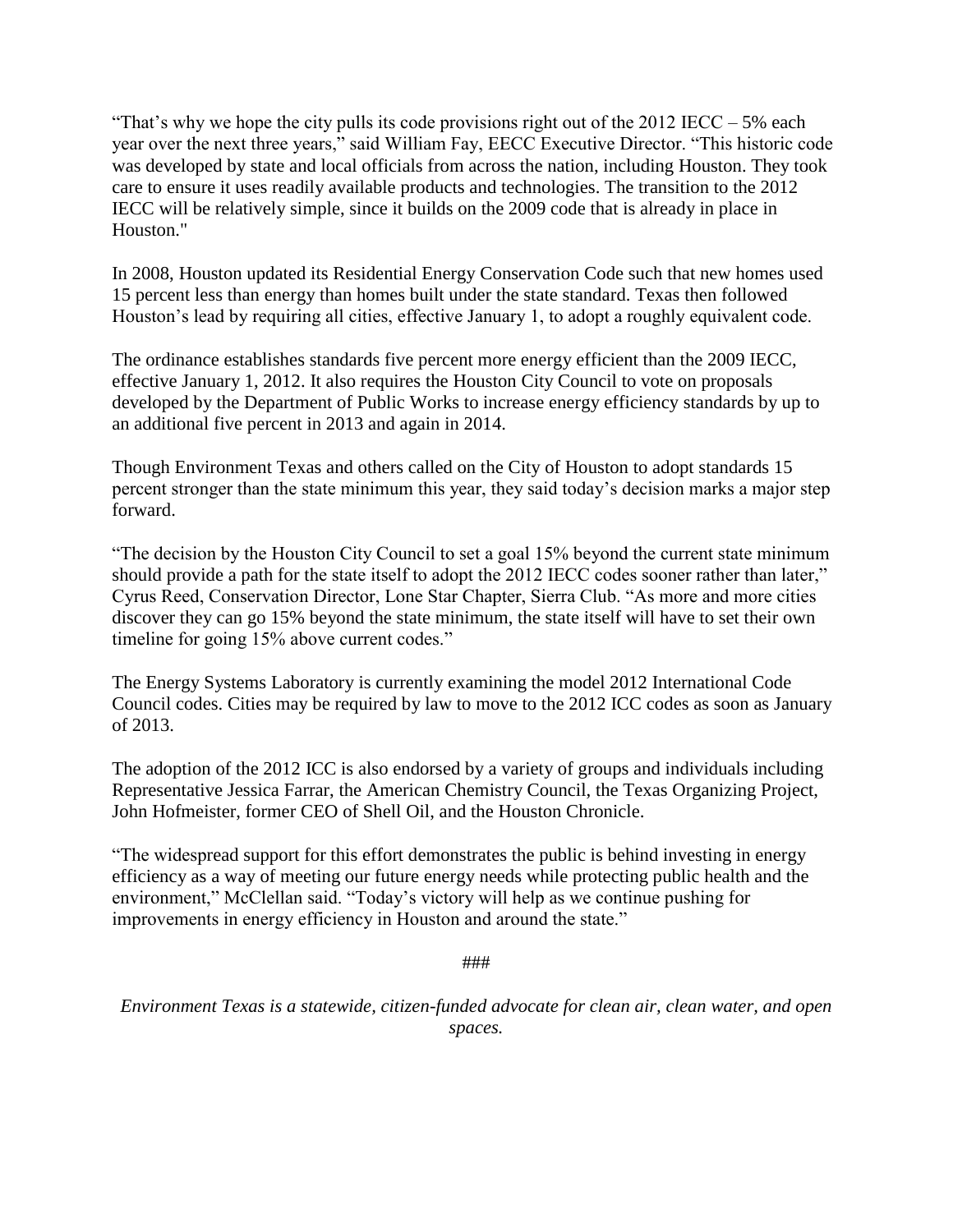"That's why we hope the city pulls its code provisions right out of the 2012 IECC – 5% each year over the next three years," said William Fay, EECC Executive Director. "This historic code was developed by state and local officials from across the nation, including Houston. They took care to ensure it uses readily available products and technologies. The transition to the 2012 IECC will be relatively simple, since it builds on the 2009 code that is already in place in Houston."

In 2008, Houston updated its Residential Energy Conservation Code such that new homes used 15 percent less than energy than homes built under the state standard. Texas then followed Houston's lead by requiring all cities, effective January 1, to adopt a roughly equivalent code.

The ordinance establishes standards five percent more energy efficient than the 2009 IECC, effective January 1, 2012. It also requires the Houston City Council to vote on proposals developed by the Department of Public Works to increase energy efficiency standards by up to an additional five percent in 2013 and again in 2014.

Though Environment Texas and others called on the City of Houston to adopt standards 15 percent stronger than the state minimum this year, they said today's decision marks a major step forward.

"The decision by the Houston City Council to set a goal 15% beyond the current state minimum should provide a path for the state itself to adopt the 2012 IECC codes sooner rather than later," Cyrus Reed, Conservation Director, Lone Star Chapter, Sierra Club. "As more and more cities discover they can go 15% beyond the state minimum, the state itself will have to set their own timeline for going 15% above current codes."

The Energy Systems Laboratory is currently examining the model 2012 International Code Council codes. Cities may be required by law to move to the 2012 ICC codes as soon as January of 2013.

The adoption of the 2012 ICC is also endorsed by a variety of groups and individuals including Representative Jessica Farrar, the American Chemistry Council, the Texas Organizing Project, John Hofmeister, former CEO of Shell Oil, and the Houston Chronicle.

"The widespread support for this effort demonstrates the public is behind investing in energy efficiency as a way of meeting our future energy needs while protecting public health and the environment," McClellan said. "Today's victory will help as we continue pushing for improvements in energy efficiency in Houston and around the state."

###

*Environment Texas is a statewide, citizen-funded advocate for clean air, clean water, and open spaces.*